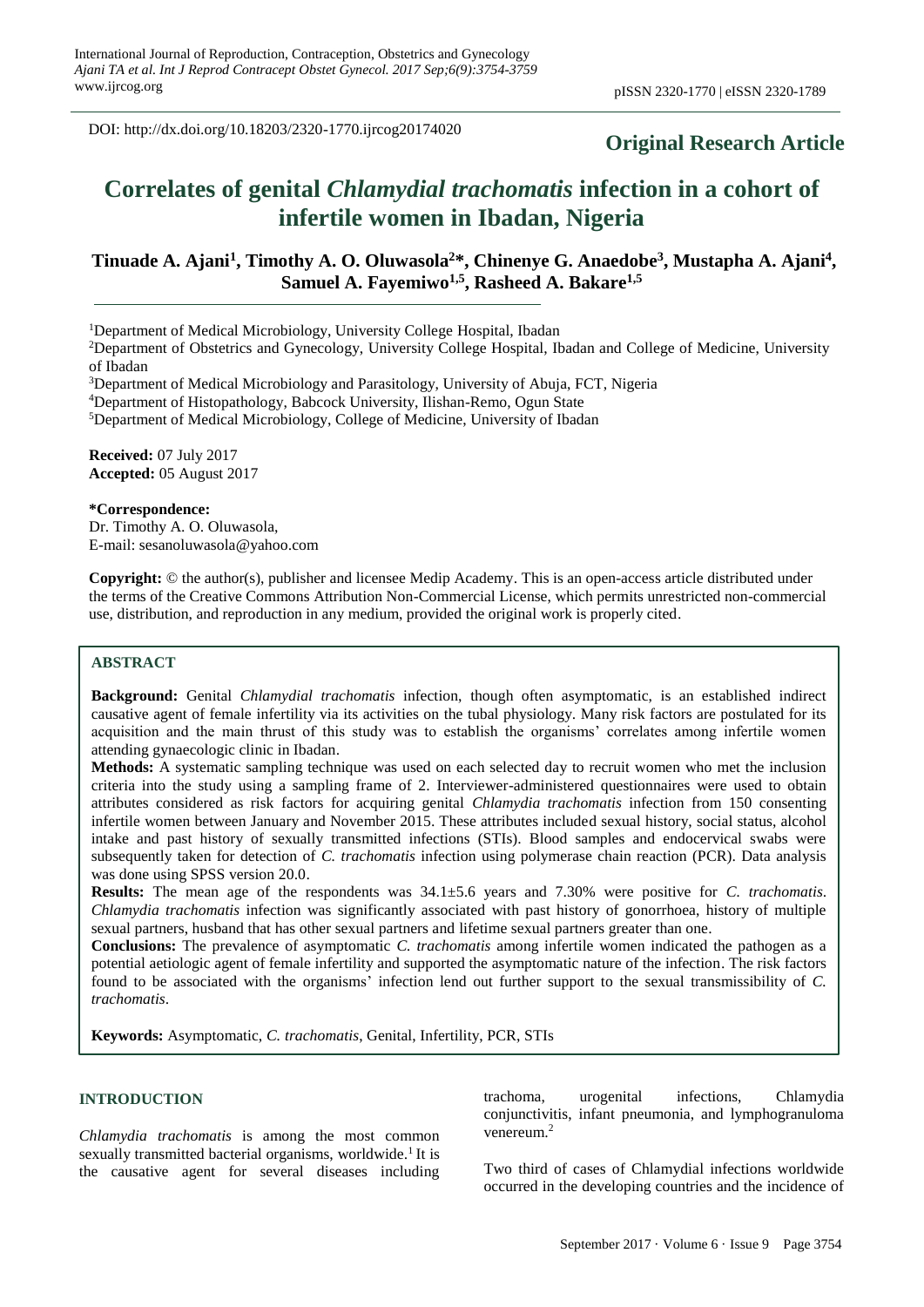DOI: http://dx.doi.org/10.18203/2320-1770.ijrcog20174020

**Original Research Article**

# Correlates of genital *Chlamydial trachomatis* infection in a cohort of infertile women in Ibadan, Nigeria

**Tinuade A. Ajani[1], Timothy A. O. Oluwasola[2]\*, Chinenye G. Anaedobe[3], Mustapha A. Ajani[4], Samuel A. Fayemiwo[1,5], Rasheed A. Bakare[1,5]**

[1]Department of Medical Microbiology, University College Hospital, Ibadan

[2]Department of Obstetrics and Gynecology, University College Hospital, Ibadan and College of Medicine, University of Ibadan

[3]Department of Medical Microbiology and Parasitology, University of Abuja, FCT, Nigeria

[4]Department of Histopathology, Babcock University, Ilishan-Remo, Ogun State

[5]Department of Medical Microbiology, College of Medicine, University of Ibadan

**Received:** 07 July 2017
**Accepted:** 05 August 2017

**\*Correspondence:**
Dr. Timothy A. O. Oluwasola,
E-mail: sesanoluwasola@yahoo.com

**Copyright:** © the author(s), publisher and licensee Medip Academy. This is an open-access article distributed under the terms of the Creative Commons Attribution Non-Commercial License, which permits unrestricted non-commercial use, distribution, and reproduction in any medium, provided the original work is properly cited.

## ABSTRACT

**Background:** Genital *Chlamydial trachomatis* infection, though often asymptomatic, is an established indirect causative agent of female infertility via its activities on the tubal physiology. Many risk factors are postulated for its acquisition and the main thrust of this study was to establish the organisms' correlates among infertile women attending gynaecologic clinic in Ibadan.

**Methods:** A systematic sampling technique was used on each selected day to recruit women who met the inclusion criteria into the study using a sampling frame of 2. Interviewer-administered questionnaires were used to obtain attributes considered as risk factors for acquiring genital *Chlamydia trachomatis* infection from 150 consenting infertile women between January and November 2015. These attributes included sexual history, social status, alcohol intake and past history of sexually transmitted infections (STIs). Blood samples and endocervical swabs were subsequently taken for detection of *C. trachomatis* infection using polymerase chain reaction (PCR). Data analysis was done using SPSS version 20.0.

**Results:** The mean age of the respondents was 34.1±5.6 years and 7.30% were positive for *C. trachomatis*. *Chlamydia trachomatis* infection was significantly associated with past history of gonorrhoea, history of multiple sexual partners, husband that has other sexual partners and lifetime sexual partners greater than one.

**Conclusions:** The prevalence of asymptomatic *C. trachomatis* among infertile women indicated the pathogen as a potential aetiologic agent of female infertility and supported the asymptomatic nature of the infection. The risk factors found to be associated with the organisms' infection lend out further support to the sexual transmissibility of *C. trachomatis*.

**Keywords:** Asymptomatic, *C. trachomatis*, Genital, Infertility, PCR, STIs

## INTRODUCTION

*Chlamydia trachomatis* is among the most common sexually transmitted bacterial organisms, worldwide.[1] It is the causative agent for several diseases including trachoma, urogenital infections, Chlamydia conjunctivitis, infant pneumonia, and lymphogranuloma venereum.[2]

Two third of cases of Chlamydial infections worldwide occurred in the developing countries and the incidence of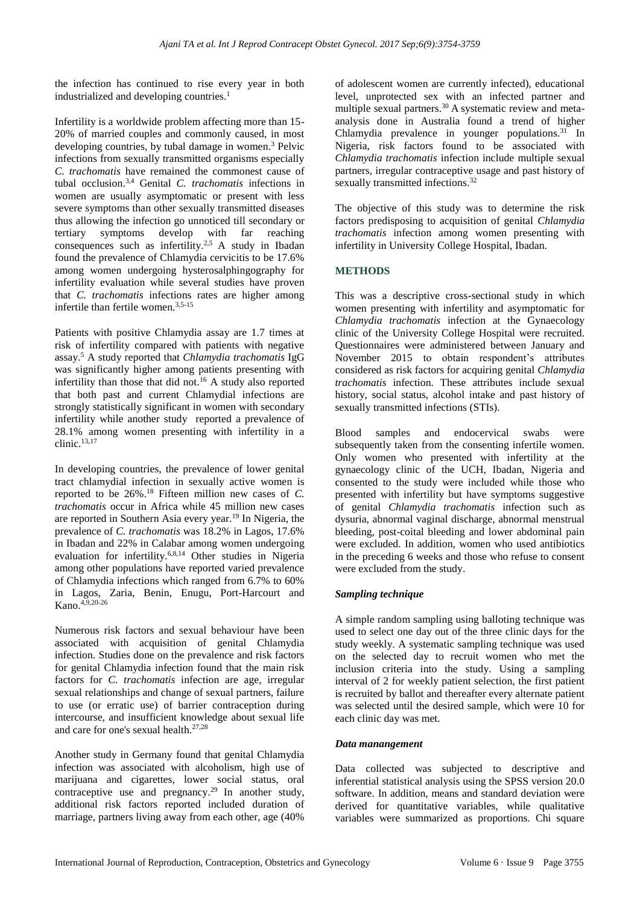the infection has continued to rise every year in both industrialized and developing countries.[1]

Infertility is a worldwide problem affecting more than 15-20% of married couples and commonly caused, in most developing countries, by tubal damage in women.[3] Pelvic infections from sexually transmitted organisms especially *C. trachomatis* have remained the commonest cause of tubal occlusion.[3,4] Genital *C. trachomatis* infections in women are usually asymptomatic or present with less severe symptoms than other sexually transmitted diseases thus allowing the infection go unnoticed till secondary or tertiary symptoms develop with far reaching consequences such as infertility.[2,5] A study in Ibadan found the prevalence of Chlamydia cervicitis to be 17.6% among women undergoing hysterosalphingography for infertility evaluation while several studies have proven that *C. trachomatis* infections rates are higher among infertile than fertile women.[3,5-15]

Patients with positive Chlamydia assay are 1.7 times at risk of infertility compared with patients with negative assay.[5] A study reported that *Chlamydia trachomatis* IgG was significantly higher among patients presenting with infertility than those that did not.[16] A study also reported that both past and current Chlamydial infections are strongly statistically significant in women with secondary infertility while another study reported a prevalence of 28.1% among women presenting with infertility in a clinic.[13,17]

In developing countries, the prevalence of lower genital tract chlamydial infection in sexually active women is reported to be 26%.[18] Fifteen million new cases of *C. trachomatis* occur in Africa while 45 million new cases are reported in Southern Asia every year.[19] In Nigeria, the prevalence of *C. trachomatis* was 18.2% in Lagos, 17.6% in Ibadan and 22% in Calabar among women undergoing evaluation for infertility.[6,8,14] Other studies in Nigeria among other populations have reported varied prevalence of Chlamydia infections which ranged from 6.7% to 60% in Lagos, Zaria, Benin, Enugu, Port-Harcourt and Kano.[4,9,20-26]

Numerous risk factors and sexual behaviour have been associated with acquisition of genital Chlamydia infection. Studies done on the prevalence and risk factors for genital Chlamydia infection found that the main risk factors for *C. trachomatis* infection are age, irregular sexual relationships and change of sexual partners, failure to use (or erratic use) of barrier contraception during intercourse, and insufficient knowledge about sexual life and care for one's sexual health.[27,28]

Another study in Germany found that genital Chlamydia infection was associated with alcoholism, high use of marijuana and cigarettes, lower social status, oral contraceptive use and pregnancy.[29] In another study, additional risk factors reported included duration of marriage, partners living away from each other, age (40% of adolescent women are currently infected), educational level, unprotected sex with an infected partner and multiple sexual partners.[30] A systematic review and meta-analysis done in Australia found a trend of higher Chlamydia prevalence in younger populations.[31] In Nigeria, risk factors found to be associated with *Chlamydia trachomatis* infection include multiple sexual partners, irregular contraceptive usage and past history of sexually transmitted infections.[32]

The objective of this study was to determine the risk factors predisposing to acquisition of genital *Chlamydia trachomatis* infection among women presenting with infertility in University College Hospital, Ibadan.

## METHODS

This was a descriptive cross-sectional study in which women presenting with infertility and asymptomatic for *Chlamydia trachomatis* infection at the Gynaecology clinic of the University College Hospital were recruited. Questionnaires were administered between January and November 2015 to obtain respondent's attributes considered as risk factors for acquiring genital *Chlamydia trachomatis* infection. These attributes include sexual history, social status, alcohol intake and past history of sexually transmitted infections (STIs).

Blood samples and endocervical swabs were subsequently taken from the consenting infertile women. Only women who presented with infertility at the gynaecology clinic of the UCH, Ibadan, Nigeria and consented to the study were included while those who presented with infertility but have symptoms suggestive of genital *Chlamydia trachomatis* infection such as dysuria, abnormal vaginal discharge, abnormal menstrual bleeding, post-coital bleeding and lower abdominal pain were excluded. In addition, women who used antibiotics in the preceding 6 weeks and those who refuse to consent were excluded from the study.

### *Sampling technique*

A simple random sampling using balloting technique was used to select one day out of the three clinic days for the study weekly. A systematic sampling technique was used on the selected day to recruit women who met the inclusion criteria into the study. Using a sampling interval of 2 for weekly patient selection, the first patient is recruited by ballot and thereafter every alternate patient was selected until the desired sample, which were 10 for each clinic day was met.

### *Data manangement*

Data collected was subjected to descriptive and inferential statistical analysis using the SPSS version 20.0 software. In addition, means and standard deviation were derived for quantitative variables, while qualitative variables were summarized as proportions. Chi square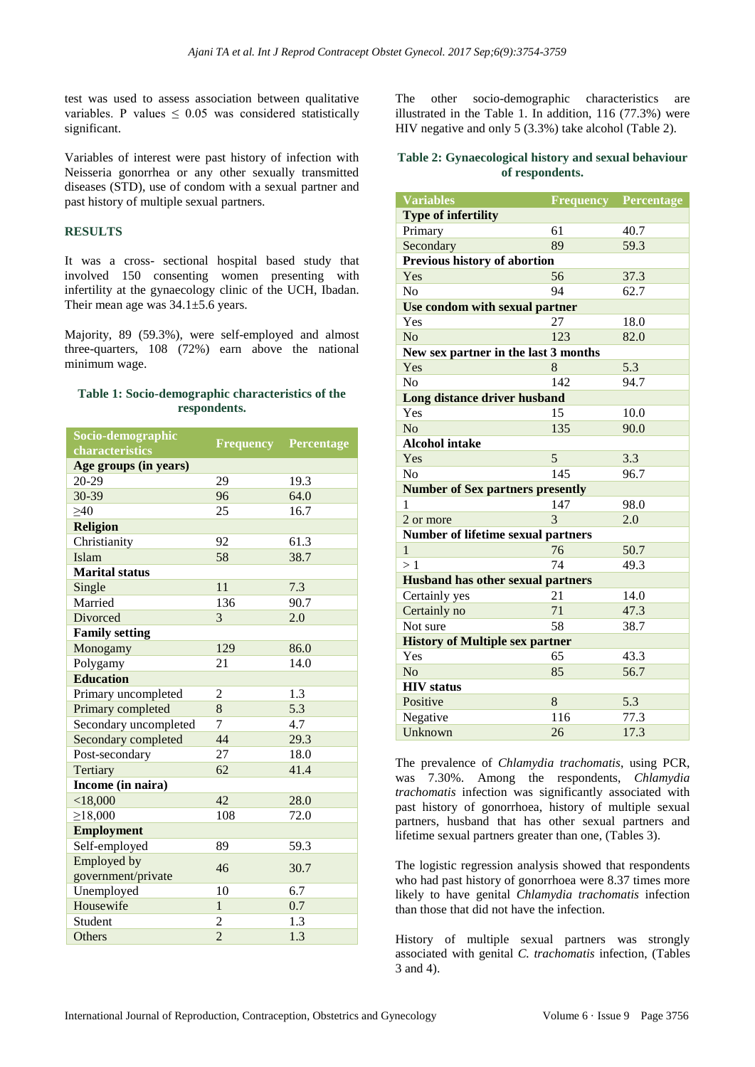test was used to assess association between qualitative variables. P values ≤ 0.05 was considered statistically significant.

Variables of interest were past history of infection with Neisseria gonorrhea or any other sexually transmitted diseases (STD), use of condom with a sexual partner and past history of multiple sexual partners.

## RESULTS

It was a cross- sectional hospital based study that involved 150 consenting women presenting with infertility at the gynaecology clinic of the UCH, Ibadan. Their mean age was 34.1±5.6 years.

Majority, 89 (59.3%), were self-employed and almost three-quarters, 108 (72%) earn above the national minimum wage.

**Table 1: Socio-demographic characteristics of the respondents.**

| Socio-demographic characteristics | Frequency | Percentage |
|---|---|---|
| **Age groups (in years)** | | |
| 20-29 | 29 | 19.3 |
| 30-39 | 96 | 64.0 |
| ≥40 | 25 | 16.7 |
| **Religion** | | |
| Christianity | 92 | 61.3 |
| Islam | 58 | 38.7 |
| **Marital status** | | |
| Single | 11 | 7.3 |
| Married | 136 | 90.7 |
| Divorced | 3 | 2.0 |
| **Family setting** | | |
| Monogamy | 129 | 86.0 |
| Polygamy | 21 | 14.0 |
| **Education** | | |
| Primary uncompleted | 2 | 1.3 |
| Primary completed | 8 | 5.3 |
| Secondary uncompleted | 7 | 4.7 |
| Secondary completed | 44 | 29.3 |
| Post-secondary | 27 | 18.0 |
| Tertiary | 62 | 41.4 |
| **Income (in naira)** | | |
| <18,000 | 42 | 28.0 |
| ≥18,000 | 108 | 72.0 |
| **Employment** | | |
| Self-employed | 89 | 59.3 |
| Employed by government/private | 46 | 30.7 |
| Unemployed | 10 | 6.7 |
| Housewife | 1 | 0.7 |
| Student | 2 | 1.3 |
| Others | 2 | 1.3 |

The other socio-demographic characteristics are illustrated in the Table 1. In addition, 116 (77.3%) were HIV negative and only 5 (3.3%) take alcohol (Table 2).

**Table 2: Gynaecological history and sexual behaviour of respondents.**

| Variables | Frequency | Percentage |
|---|---|---|
| **Type of infertility** | | |
| Primary | 61 | 40.7 |
| Secondary | 89 | 59.3 |
| **Previous history of abortion** | | |
| Yes | 56 | 37.3 |
| No | 94 | 62.7 |
| **Use condom with sexual partner** | | |
| Yes | 27 | 18.0 |
| No | 123 | 82.0 |
| **New sex partner in the last 3 months** | | |
| Yes | 8 | 5.3 |
| No | 142 | 94.7 |
| **Long distance driver husband** | | |
| Yes | 15 | 10.0 |
| No | 135 | 90.0 |
| **Alcohol intake** | | |
| Yes | 5 | 3.3 |
| No | 145 | 96.7 |
| **Number of Sex partners presently** | | |
| 1 | 147 | 98.0 |
| 2 or more | 3 | 2.0 |
| **Number of lifetime sexual partners** | | |
| 1 | 76 | 50.7 |
| > 1 | 74 | 49.3 |
| **Husband has other sexual partners** | | |
| Certainly yes | 21 | 14.0 |
| Certainly no | 71 | 47.3 |
| Not sure | 58 | 38.7 |
| **History of Multiple sex partner** | | |
| Yes | 65 | 43.3 |
| No | 85 | 56.7 |
| **HIV status** | | |
| Positive | 8 | 5.3 |
| Negative | 116 | 77.3 |
| Unknown | 26 | 17.3 |

The prevalence of *Chlamydia trachomatis*, using PCR, was 7.30%. Among the respondents, *Chlamydia trachomatis* infection was significantly associated with past history of gonorrhoea, history of multiple sexual partners, husband that has other sexual partners and lifetime sexual partners greater than one, (Tables 3).

The logistic regression analysis showed that respondents who had past history of gonorrhoea were 8.37 times more likely to have genital *Chlamydia trachomatis* infection than those that did not have the infection.

History of multiple sexual partners was strongly associated with genital *C. trachomatis* infection, (Tables 3 and 4).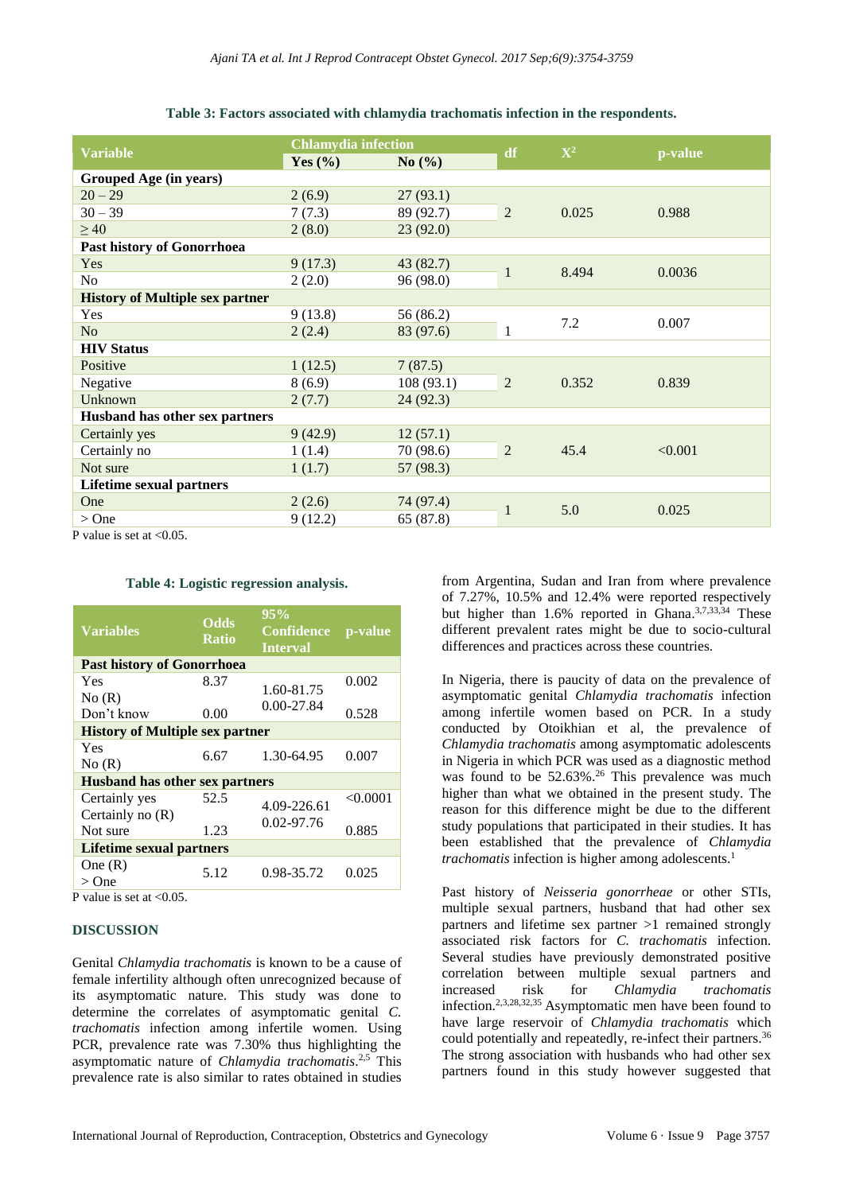**Table 3: Factors associated with chlamydia trachomatis infection in the respondents.**

| Variable | Chlamydia infection | | df | $X^2$ | p-value |
|---|---|---|---|---|---|
| | Yes (%) | No (%) | | | |
| **Grouped Age (in years)** | | | | | |
| 20 – 29 | 2 (6.9) | 27 (93.1) | | | |
| 30 – 39 | 7 (7.3) | 89 (92.7) | 2 | 0.025 | 0.988 |
| ≥ 40 | 2 (8.0) | 23 (92.0) | | | |
| **Past history of Gonorrhoea** | | | | | |
| Yes | 9 (17.3) | 43 (82.7) | 1 | 8.494 | 0.0036 |
| No | 2 (2.0) | 96 (98.0) | | | |
| **History of Multiple sex partner** | | | | | |
| Yes | 9 (13.8) | 56 (86.2) | | 7.2 | 0.007 |
| No | 2 (2.4) | 83 (97.6) | 1 | | |
| **HIV Status** | | | | | |
| Positive | 1 (12.5) | 7 (87.5) | | | |
| Negative | 8 (6.9) | 108 (93.1) | 2 | 0.352 | 0.839 |
| Unknown | 2 (7.7) | 24 (92.3) | | | |
| **Husband has other sex partners** | | | | | |
| Certainly yes | 9 (42.9) | 12 (57.1) | | | |
| Certainly no | 1 (1.4) | 70 (98.6) | 2 | 45.4 | <0.001 |
| Not sure | 1 (1.7) | 57 (98.3) | | | |
| **Lifetime sexual partners** | | | | | |
| One | 2 (2.6) | 74 (97.4) | 1 | 5.0 | 0.025 |
| > One | 9 (12.2) | 65 (87.8) | | | |

P value is set at <0.05.

**Table 4: Logistic regression analysis.**

| Variables | Odds Ratio | 95% Confidence Interval | p-value |
|---|---|---|---|
| **Past history of Gonorrhoea** | | | |
| Yes | 8.37 | 1.60-81.75 | 0.002 |
| No (R) | | | |
| Don't know | 0.00 | 0.00-27.84 | 0.528 |
| **History of Multiple sex partner** | | | |
| Yes | 6.67 | 1.30-64.95 | 0.007 |
| No (R) | | | |
| **Husband has other sex partners** | | | |
| Certainly yes | 52.5 | 4.09-226.61 | <0.0001 |
| Certainly no (R) | | | |
| Not sure | 1.23 | 0.02-97.76 | 0.885 |
| **Lifetime sexual partners** | | | |
| One (R) | 5.12 | 0.98-35.72 | 0.025 |
| > One | | | |

P value is set at <0.05.

## DISCUSSION

Genital *Chlamydia trachomatis* is known to be a cause of female infertility although often unrecognized because of its asymptomatic nature. This study was done to determine the correlates of asymptomatic genital *C. trachomatis* infection among infertile women. Using PCR, prevalence rate was 7.30% thus highlighting the asymptomatic nature of *Chlamydia trachomatis*.[2,5] This prevalence rate is also similar to rates obtained in studies from Argentina, Sudan and Iran from where prevalence of 7.27%, 10.5% and 12.4% were reported respectively but higher than 1.6% reported in Ghana.[3,7,33,34] These different prevalent rates might be due to socio-cultural differences and practices across these countries.

In Nigeria, there is paucity of data on the prevalence of asymptomatic genital *Chlamydia trachomatis* infection among infertile women based on PCR. In a study conducted by Otoikhian et al, the prevalence of *Chlamydia trachomatis* among asymptomatic adolescents in Nigeria in which PCR was used as a diagnostic method was found to be 52.63%.[26] This prevalence was much higher than what we obtained in the present study. The reason for this difference might be due to the different study populations that participated in their studies. It has been established that the prevalence of *Chlamydia trachomatis* infection is higher among adolescents.[1]

Past history of *Neisseria gonorrheae* or other STIs, multiple sexual partners, husband that had other sex partners and lifetime sex partner >1 remained strongly associated risk factors for *C. trachomatis* infection. Several studies have previously demonstrated positive correlation between multiple sexual partners and increased risk for *Chlamydia trachomatis* infection.[2,3,28,32,35] Asymptomatic men have been found to have large reservoir of *Chlamydia trachomatis* which could potentially and repeatedly, re-infect their partners.[36] The strong association with husbands who had other sex partners found in this study however suggested that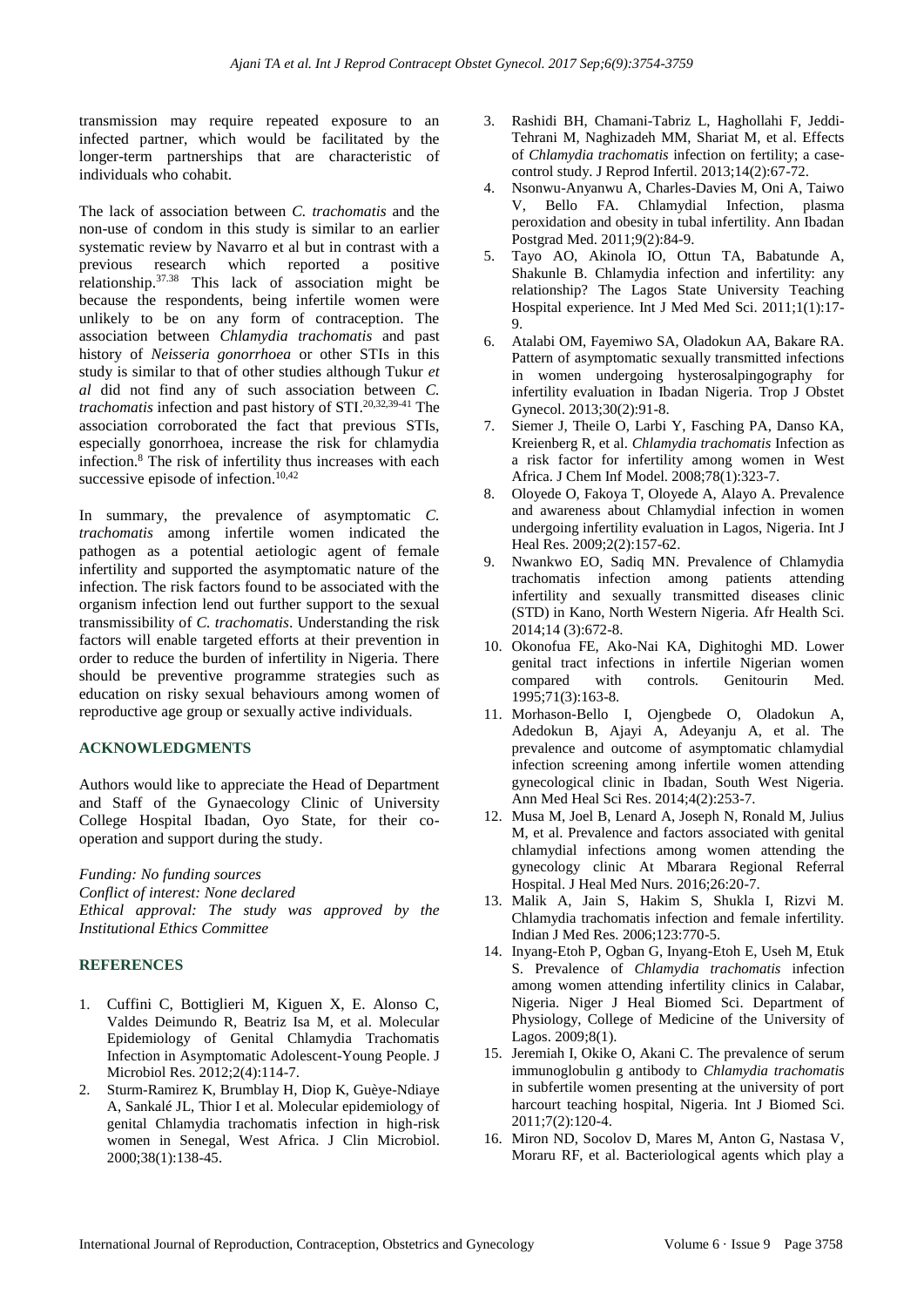transmission may require repeated exposure to an infected partner, which would be facilitated by the longer-term partnerships that are characteristic of individuals who cohabit.

The lack of association between *C. trachomatis* and the non-use of condom in this study is similar to an earlier systematic review by Navarro et al but in contrast with a previous research which reported a positive relationship.[37,38] This lack of association might be because the respondents, being infertile women were unlikely to be on any form of contraception. The association between *Chlamydia trachomatis* and past history of *Neisseria gonorrhoea* or other STIs in this study is similar to that of other studies although Tukur *et al* did not find any of such association between *C. trachomatis* infection and past history of STI.[20,32,39-41] The association corroborated the fact that previous STIs, especially gonorrhoea, increase the risk for chlamydia infection.[8] The risk of infertility thus increases with each successive episode of infection.[10,42]

In summary, the prevalence of asymptomatic *C. trachomatis* among infertile women indicated the pathogen as a potential aetiologic agent of female infertility and supported the asymptomatic nature of the infection. The risk factors found to be associated with the organism infection lend out further support to the sexual transmissibility of *C. trachomatis*. Understanding the risk factors will enable targeted efforts at their prevention in order to reduce the burden of infertility in Nigeria. There should be preventive programme strategies such as education on risky sexual behaviours among women of reproductive age group or sexually active individuals.

## ACKNOWLEDGMENTS

Authors would like to appreciate the Head of Department and Staff of the Gynaecology Clinic of University College Hospital Ibadan, Oyo State, for their co-operation and support during the study.

*Funding: No funding sources*
*Conflict of interest: None declared*
*Ethical approval: The study was approved by the Institutional Ethics Committee*

## REFERENCES

1. Cuffini C, Bottiglieri M, Kiguen X, E. Alonso C, Valdes Deimundo R, Beatriz Isa M, et al. Molecular Epidemiology of Genital Chlamydia Trachomatis Infection in Asymptomatic Adolescent-Young People. J Microbiol Res. 2012;2(4):114-7.
2. Sturm-Ramirez K, Brumblay H, Diop K, Guèye-Ndiaye A, Sankalé JL, Thior I et al. Molecular epidemiology of genital Chlamydia trachomatis infection in high-risk women in Senegal, West Africa. J Clin Microbiol. 2000;38(1):138-45.
3. Rashidi BH, Chamani-Tabriz L, Haghollahi F, Jeddi-Tehrani M, Naghizadeh MM, Shariat M, et al. Effects of *Chlamydia trachomatis* infection on fertility; a case-control study. J Reprod Infertil. 2013;14(2):67-72.
4. Nsonwu-Anyanwu A, Charles-Davies M, Oni A, Taiwo V, Bello FA. Chlamydial Infection, plasma peroxidation and obesity in tubal infertility. Ann Ibadan Postgrad Med. 2011;9(2):84-9.
5. Tayo AO, Akinola IO, Ottun TA, Babatunde A, Shakunle B. Chlamydia infection and infertility: any relationship? The Lagos State University Teaching Hospital experience. Int J Med Med Sci. 2011;1(1):17-9.
6. Atalabi OM, Fayemiwo SA, Oladokun AA, Bakare RA. Pattern of asymptomatic sexually transmitted infections in women undergoing hysterosalpingography for infertility evaluation in Ibadan Nigeria. Trop J Obstet Gynecol. 2013;30(2):91-8.
7. Siemer J, Theile O, Larbi Y, Fasching PA, Danso KA, Kreienberg R, et al. *Chlamydia trachomatis* Infection as a risk factor for infertility among women in West Africa. J Chem Inf Model. 2008;78(1):323-7.
8. Oloyede O, Fakoya T, Oloyede A, Alayo A. Prevalence and awareness about Chlamydial infection in women undergoing infertility evaluation in Lagos, Nigeria. Int J Heal Res. 2009;2(2):157-62.
9. Nwankwo EO, Sadiq MN. Prevalence of Chlamydia trachomatis infection among patients attending infertility and sexually transmitted diseases clinic (STD) in Kano, North Western Nigeria. Afr Health Sci. 2014;14 (3):672-8.
10. Okonofua FE, Ako-Nai KA, Dighitoghi MD. Lower genital tract infections in infertile Nigerian women compared with controls. Genitourin Med. 1995;71(3):163-8.
11. Morhason-Bello I, Ojengbede O, Oladokun A, Adedokun B, Ajayi A, Adeyanju A, et al. The prevalence and outcome of asymptomatic chlamydial infection screening among infertile women attending gynecological clinic in Ibadan, South West Nigeria. Ann Med Heal Sci Res. 2014;4(2):253-7.
12. Musa M, Joel B, Lenard A, Joseph N, Ronald M, Julius M, et al. Prevalence and factors associated with genital chlamydial infections among women attending the gynecology clinic At Mbarara Regional Referral Hospital. J Heal Med Nurs. 2016;26:20-7.
13. Malik A, Jain S, Hakim S, Shukla I, Rizvi M. Chlamydia trachomatis infection and female infertility. Indian J Med Res. 2006;123:770-5.
14. Inyang-Etoh P, Ogban G, Inyang-Etoh E, Useh M, Etuk S. Prevalence of *Chlamydia trachomatis* infection among women attending infertility clinics in Calabar, Nigeria. Niger J Heal Biomed Sci. Department of Physiology, College of Medicine of the University of Lagos. 2009;8(1).
15. Jeremiah I, Okike O, Akani C. The prevalence of serum immunoglobulin g antibody to *Chlamydia trachomatis* in subfertile women presenting at the university of port harcourt teaching hospital, Nigeria. Int J Biomed Sci. 2011;7(2):120-4.
16. Miron ND, Socolov D, Mares M, Anton G, Nastasa V, Moraru RF, et al. Bacteriological agents which play a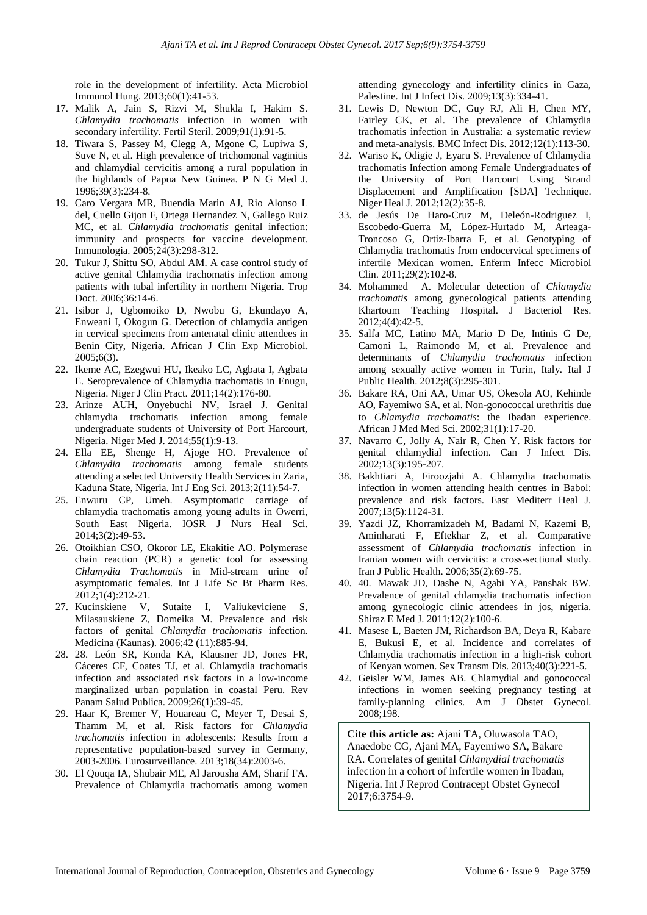role in the development of infertility. Acta Microbiol Immunol Hung. 2013;60(1):41-53.

17. Malik A, Jain S, Rizvi M, Shukla I, Hakim S. *Chlamydia trachomatis* infection in women with secondary infertility. Fertil Steril. 2009;91(1):91-5.
18. Tiwara S, Passey M, Clegg A, Mgone C, Lupiwa S, Suve N, et al. High prevalence of trichomonal vaginitis and chlamydial cervicitis among a rural population in the highlands of Papua New Guinea. P N G Med J. 1996;39(3):234-8.
19. Caro Vergara MR, Buendia Marin AJ, Rio Alonso L del, Cuello Gijon F, Ortega Hernandez N, Gallego Ruiz MC, et al. *Chlamydia trachomatis* genital infection: immunity and prospects for vaccine development. Inmunologia. 2005;24(3):298-312.
20. Tukur J, Shittu SO, Abdul AM. A case control study of active genital Chlamydia trachomatis infection among patients with tubal infertility in northern Nigeria. Trop Doct. 2006;36:14-6.
21. Isibor J, Ugbomoiko D, Nwobu G, Ekundayo A, Enweani I, Okogun G. Detection of chlamydia antigen in cervical specimens from antenatal clinic attendees in Benin City, Nigeria. African J Clin Exp Microbiol. 2005;6(3).
22. Ikeme AC, Ezegwui HU, Ikeako LC, Agbata I, Agbata E. Seroprevalence of Chlamydia trachomatis in Enugu, Nigeria. Niger J Clin Pract. 2011;14(2):176-80.
23. Arinze AUH, Onyebuchi NV, Israel J. Genital chlamydia trachomatis infection among female undergraduate students of University of Port Harcourt, Nigeria. Niger Med J. 2014;55(1):9-13.
24. Ella EE, Shenge H, Ajoge HO. Prevalence of *Chlamydia trachomatis* among female students attending a selected University Health Services in Zaria, Kaduna State, Nigeria. Int J Eng Sci. 2013;2(11):54-7.
25. Enwuru CP, Umeh. Asymptomatic carriage of chlamydia trachomatis among young adults in Owerri, South East Nigeria. IOSR J Nurs Heal Sci. 2014;3(2):49-53.
26. Otoikhian CSO, Okoror LE, Ekakitie AO. Polymerase chain reaction (PCR) a genetic tool for assessing *Chlamydia Trachomatis* in Mid-stream urine of asymptomatic females. Int J Life Sc Bt Pharm Res. 2012;1(4):212-21.
27. Kucinskiene V, Sutaite I, Valiukeviciene S, Milasauskiene Z, Domeika M. Prevalence and risk factors of genital *Chlamydia trachomatis* infection. Medicina (Kaunas). 2006;42 (11):885-94.
28. 28. León SR, Konda KA, Klausner JD, Jones FR, Cáceres CF, Coates TJ, et al. Chlamydia trachomatis infection and associated risk factors in a low-income marginalized urban population in coastal Peru. Rev Panam Salud Publica. 2009;26(1):39-45.
29. Haar K, Bremer V, Houareau C, Meyer T, Desai S, Thamm M, et al. Risk factors for *Chlamydia trachomatis* infection in adolescents: Results from a representative population-based survey in Germany, 2003-2006. Eurosurveillance. 2013;18(34):2003-6.
30. El Qouqa IA, Shubair ME, Al Jarousha AM, Sharif FA. Prevalence of Chlamydia trachomatis among women attending gynecology and infertility clinics in Gaza, Palestine. Int J Infect Dis. 2009;13(3):334-41.
31. Lewis D, Newton DC, Guy RJ, Ali H, Chen MY, Fairley CK, et al. The prevalence of Chlamydia trachomatis infection in Australia: a systematic review and meta-analysis. BMC Infect Dis. 2012;12(1):113-30.
32. Wariso K, Odigie J, Eyaru S. Prevalence of Chlamydia trachomatis Infection among Female Undergraduates of the University of Port Harcourt Using Strand Displacement and Amplification [SDA] Technique. Niger Heal J. 2012;12(2):35-8.
33. de Jesús De Haro-Cruz M, Deleón-Rodriguez I, Escobedo-Guerra M, López-Hurtado M, Arteaga-Troncoso G, Ortiz-Ibarra F, et al. Genotyping of Chlamydia trachomatis from endocervical specimens of infertile Mexican women. Enferm Infecc Microbiol Clin. 2011;29(2):102-8.
34. Mohammed A. Molecular detection of *Chlamydia trachomatis* among gynecological patients attending Khartoum Teaching Hospital. J Bacteriol Res. 2012;4(4):42-5.
35. Salfa MC, Latino MA, Mario D De, Intinis G De, Camoni L, Raimondo M, et al. Prevalence and determinants of *Chlamydia trachomatis* infection among sexually active women in Turin, Italy. Ital J Public Health. 2012;8(3):295-301.
36. Bakare RA, Oni AA, Umar US, Okesola AO, Kehinde AO, Fayemiwo SA, et al. Non-gonococcal urethritis due to *Chlamydia trachomatis*: the Ibadan experience. African J Med Med Sci. 2002;31(1):17-20.
37. Navarro C, Jolly A, Nair R, Chen Y. Risk factors for genital chlamydial infection. Can J Infect Dis. 2002;13(3):195-207.
38. Bakhtiari A, Firoozjahi A. Chlamydia trachomatis infection in women attending health centres in Babol: prevalence and risk factors. East Mediterr Heal J. 2007;13(5):1124-31.
39. Yazdi JZ, Khorramizadeh M, Badami N, Kazemi B, Aminharati F, Eftekhar Z, et al. Comparative assessment of *Chlamydia trachomatis* infection in Iranian women with cervicitis: a cross-sectional study. Iran J Public Health. 2006;35(2):69-75.
40. 40. Mawak JD, Dashe N, Agabi YA, Panshak BW. Prevalence of genital chlamydia trachomatis infection among gynecologic clinic attendees in jos, nigeria. Shiraz E Med J. 2011;12(2):100-6.
41. Masese L, Baeten JM, Richardson BA, Deya R, Kabare E, Bukusi E, et al. Incidence and correlates of Chlamydia trachomatis infection in a high-risk cohort of Kenyan women. Sex Transm Dis. 2013;40(3):221-5.
42. Geisler WM, James AB. Chlamydial and gonococcal infections in women seeking pregnancy testing at family-planning clinics. Am J Obstet Gynecol. 2008;198.

**Cite this article as:** Ajani TA, Oluwasola TAO, Anaedobe CG, Ajani MA, Fayemiwo SA, Bakare RA. Correlates of genital *Chlamydial trachomatis* infection in a cohort of infertile women in Ibadan, Nigeria. Int J Reprod Contracept Obstet Gynecol 2017;6:3754-9.